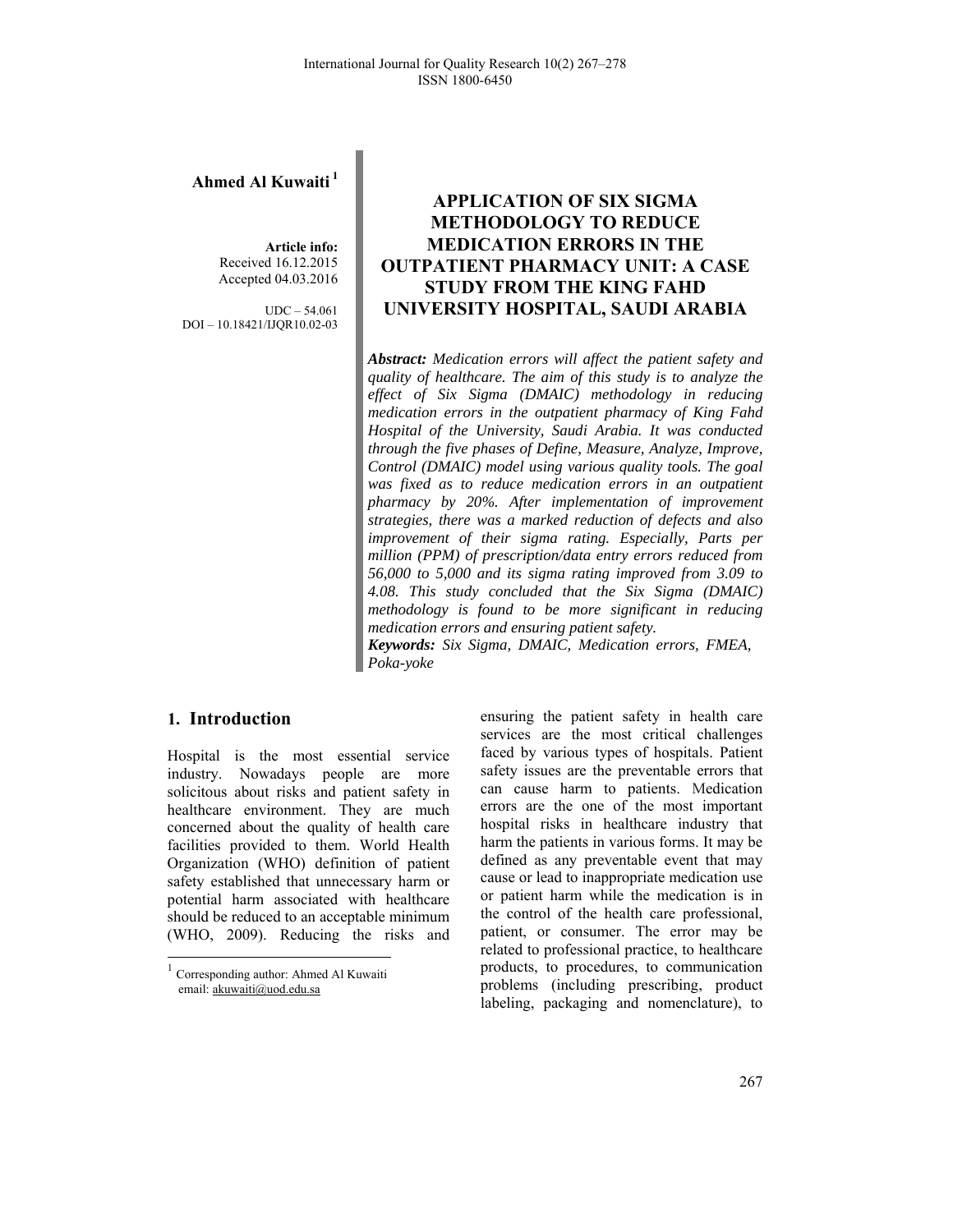**Ahmed Al Kuwaiti** [1]

**Article info:**
Received 16.12.2015
Accepted 04.03.2016

UDC – 54.061
DOI – 10.18421/IJQR10.02-03

# APPLICATION OF SIX SIGMA METHODOLOGY TO REDUCE MEDICATION ERRORS IN THE OUTPATIENT PHARMACY UNIT: A CASE STUDY FROM THE KING FAHD UNIVERSITY HOSPITAL, SAUDI ARABIA

***Abstract:*** *Medication errors will affect the patient safety and quality of healthcare. The aim of this study is to analyze the effect of Six Sigma (DMAIC) methodology in reducing medication errors in the outpatient pharmacy of King Fahd Hospital of the University, Saudi Arabia. It was conducted through the five phases of Define, Measure, Analyze, Improve, Control (DMAIC) model using various quality tools. The goal was fixed as to reduce medication errors in an outpatient pharmacy by 20%. After implementation of improvement strategies, there was a marked reduction of defects and also improvement of their sigma rating. Especially, Parts per million (PPM) of prescription/data entry errors reduced from 56,000 to 5,000 and its sigma rating improved from 3.09 to 4.08. This study concluded that the Six Sigma (DMAIC) methodology is found to be more significant in reducing medication errors and ensuring patient safety.*

***Keywords:*** *Six Sigma, DMAIC, Medication errors, FMEA, Poka-yoke*

## 1. Introduction

Hospital is the most essential service industry. Nowadays people are more solicitous about risks and patient safety in healthcare environment. They are much concerned about the quality of health care facilities provided to them. World Health Organization (WHO) definition of patient safety established that unnecessary harm or potential harm associated with healthcare should be reduced to an acceptable minimum (WHO, 2009). Reducing the risks and ensuring the patient safety in health care services are the most critical challenges faced by various types of hospitals. Patient safety issues are the preventable errors that can cause harm to patients. Medication errors are the one of the most important hospital risks in healthcare industry that harm the patients in various forms. It may be defined as any preventable event that may cause or lead to inappropriate medication use or patient harm while the medication is in the control of the health care professional, patient, or consumer. The error may be related to professional practice, to healthcare products, to procedures, to communication problems (including prescribing, product labeling, packaging and nomenclature), to

[1] Corresponding author: Ahmed Al Kuwaiti
email: akuwaiti@uod.edu.sa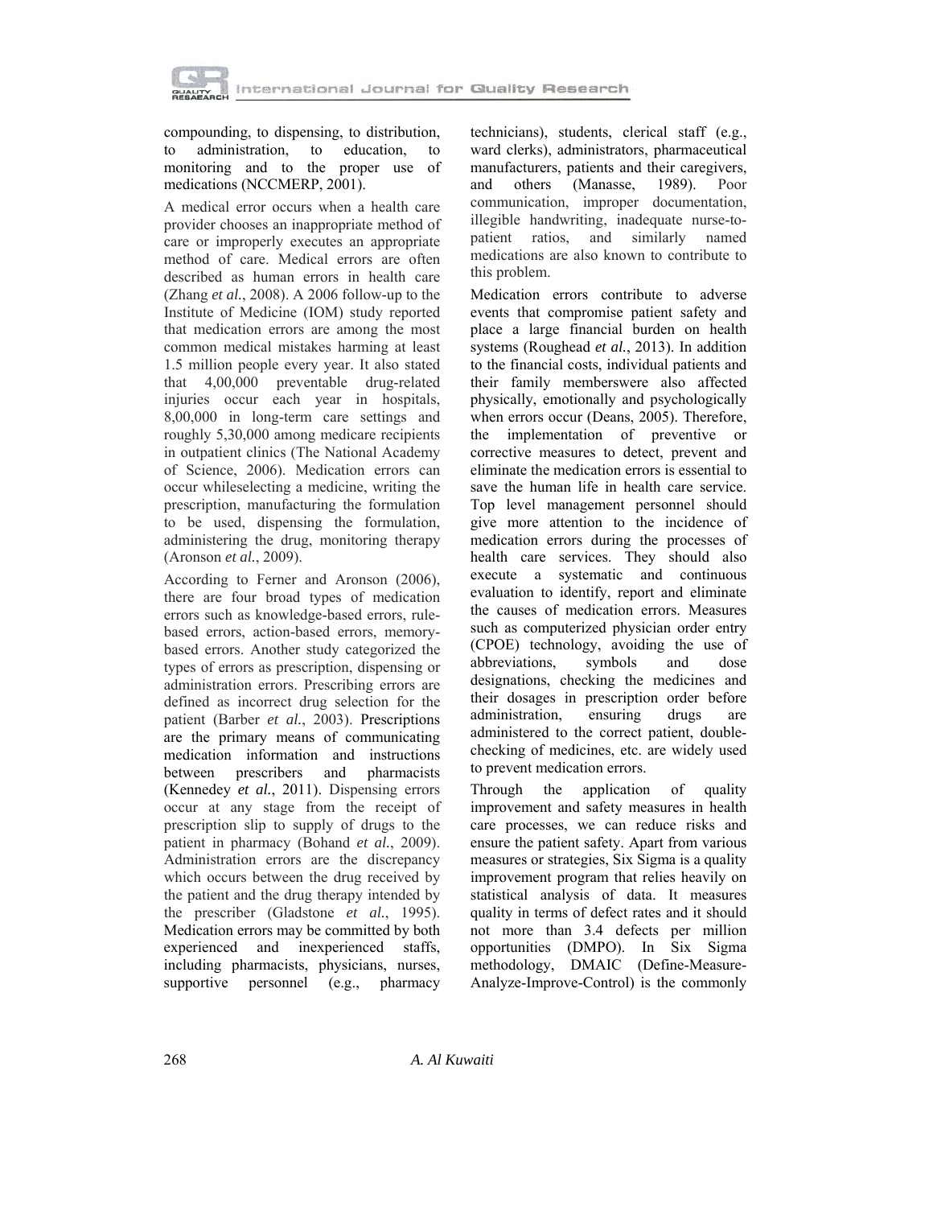compounding, to dispensing, to distribution, to administration, to education, to monitoring and to the proper use of medications (NCCMERP, 2001).

A medical error occurs when a health care provider chooses an inappropriate method of care or improperly executes an appropriate method of care. Medical errors are often described as human errors in health care (Zhang *et al.*, 2008). A 2006 follow-up to the Institute of Medicine (IOM) study reported that medication errors are among the most common medical mistakes harming at least 1.5 million people every year. It also stated that 4,00,000 preventable drug-related injuries occur each year in hospitals, 8,00,000 in long-term care settings and roughly 5,30,000 among medicare recipients in outpatient clinics (The National Academy of Science, 2006). Medication errors can occur whileselecting a medicine, writing the prescription, manufacturing the formulation to be used, dispensing the formulation, administering the drug, monitoring therapy (Aronson *et al.*, 2009).

According to Ferner and Aronson (2006), there are four broad types of medication errors such as knowledge-based errors, rule-based errors, action-based errors, memory-based errors. Another study categorized the types of errors as prescription, dispensing or administration errors. Prescribing errors are defined as incorrect drug selection for the patient (Barber *et al.*, 2003). Prescriptions are the primary means of communicating medication information and instructions between prescribers and pharmacists (Kennedey *et al.*, 2011). Dispensing errors occur at any stage from the receipt of prescription slip to supply of drugs to the patient in pharmacy (Bohand *et al.*, 2009). Administration errors are the discrepancy which occurs between the drug received by the patient and the drug therapy intended by the prescriber (Gladstone *et al.*, 1995). Medication errors may be committed by both experienced and inexperienced staffs, including pharmacists, physicians, nurses, supportive personnel (e.g., pharmacy technicians), students, clerical staff (e.g., ward clerks), administrators, pharmaceutical manufacturers, patients and their caregivers, and others (Manasse, 1989). Poor communication, improper documentation, illegible handwriting, inadequate nurse-to-patient ratios, and similarly named medications are also known to contribute to this problem.

Medication errors contribute to adverse events that compromise patient safety and place a large financial burden on health systems (Roughead *et al.*, 2013). In addition to the financial costs, individual patients and their family memberswere also affected physically, emotionally and psychologically when errors occur (Deans, 2005). Therefore, the implementation of preventive or corrective measures to detect, prevent and eliminate the medication errors is essential to save the human life in health care service. Top level management personnel should give more attention to the incidence of medication errors during the processes of health care services. They should also execute a systematic and continuous evaluation to identify, report and eliminate the causes of medication errors. Measures such as computerized physician order entry (CPOE) technology, avoiding the use of abbreviations, symbols and dose designations, checking the medicines and their dosages in prescription order before administration, ensuring drugs are administered to the correct patient, double-checking of medicines, etc. are widely used to prevent medication errors.

Through the application of quality improvement and safety measures in health care processes, we can reduce risks and ensure the patient safety. Apart from various measures or strategies, Six Sigma is a quality improvement program that relies heavily on statistical analysis of data. It measures quality in terms of defect rates and it should not more than 3.4 defects per million opportunities (DMPO). In Six Sigma methodology, DMAIC (Define-Measure-Analyze-Improve-Control) is the commonly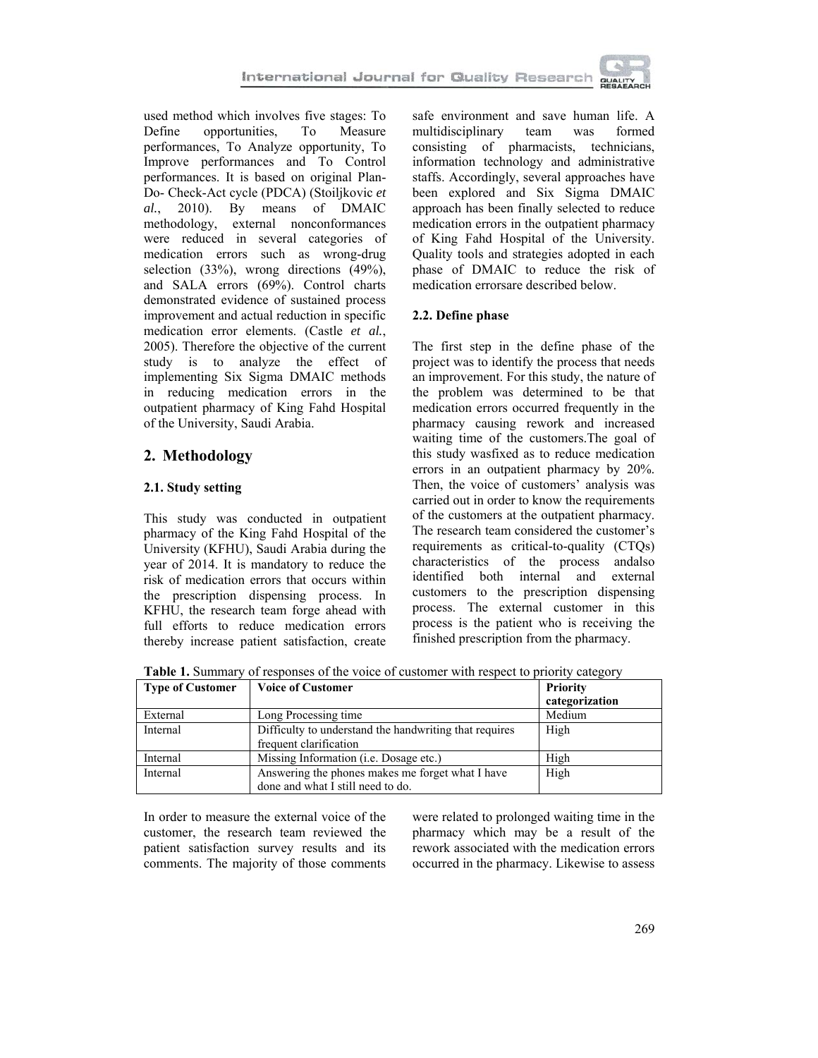used method which involves five stages: To Define opportunities, To Measure performances, To Analyze opportunity, To Improve performances and To Control performances. It is based on original Plan-Do- Check-Act cycle (PDCA) (Stoiljkovic *et al.*, 2010). By means of DMAIC methodology, external nonconformances were reduced in several categories of medication errors such as wrong-drug selection (33%), wrong directions (49%), and SALA errors (69%). Control charts demonstrated evidence of sustained process improvement and actual reduction in specific medication error elements. (Castle *et al.*, 2005). Therefore the objective of the current study is to analyze the effect of implementing Six Sigma DMAIC methods in reducing medication errors in the outpatient pharmacy of King Fahd Hospital of the University, Saudi Arabia.

## 2. Methodology

### 2.1. Study setting

This study was conducted in outpatient pharmacy of the King Fahd Hospital of the University (KFHU), Saudi Arabia during the year of 2014. It is mandatory to reduce the risk of medication errors that occurs within the prescription dispensing process. In KFHU, the research team forge ahead with full efforts to reduce medication errors thereby increase patient satisfaction, create safe environment and save human life. A multidisciplinary team was formed consisting of pharmacists, technicians, information technology and administrative staffs. Accordingly, several approaches have been explored and Six Sigma DMAIC approach has been finally selected to reduce medication errors in the outpatient pharmacy of King Fahd Hospital of the University. Quality tools and strategies adopted in each phase of DMAIC to reduce the risk of medication errorsare described below.

### 2.2. Define phase

The first step in the define phase of the project was to identify the process that needs an improvement. For this study, the nature of the problem was determined to be that medication errors occurred frequently in the pharmacy causing rework and increased waiting time of the customers.The goal of this study wasfixed as to reduce medication errors in an outpatient pharmacy by 20%. Then, the voice of customers' analysis was carried out in order to know the requirements of the customers at the outpatient pharmacy. The research team considered the customer's requirements as critical-to-quality (CTQs) characteristics of the process andalso identified both internal and external customers to the prescription dispensing process. The external customer in this process is the patient who is receiving the finished prescription from the pharmacy.

**Table 1.** Summary of responses of the voice of customer with respect to priority category

| Type of Customer | Voice of Customer | Priority categorization |
|---|---|---|
| External | Long Processing time | Medium |
| Internal | Difficulty to understand the handwriting that requires frequent clarification | High |
| Internal | Missing Information (i.e. Dosage etc.) | High |
| Internal | Answering the phones makes me forget what I have done and what I still need to do. | High |

In order to measure the external voice of the customer, the research team reviewed the patient satisfaction survey results and its comments. The majority of those comments were related to prolonged waiting time in the pharmacy which may be a result of the rework associated with the medication errors occurred in the pharmacy. Likewise to assess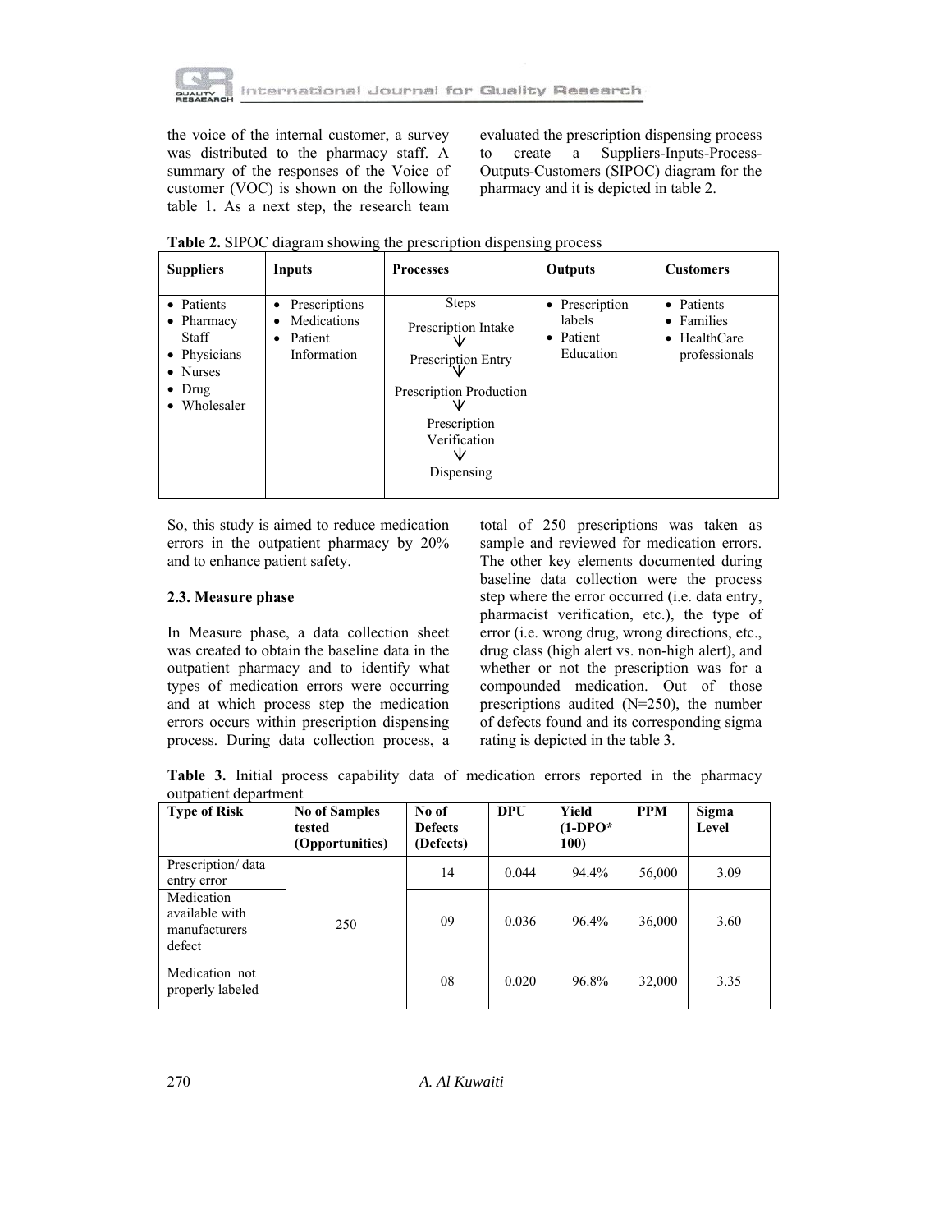the voice of the internal customer, a survey was distributed to the pharmacy staff. A summary of the responses of the Voice of customer (VOC) is shown on the following table 1. As a next step, the research team evaluated the prescription dispensing process to create a Suppliers-Inputs-Process-Outputs-Customers (SIPOC) diagram for the pharmacy and it is depicted in table 2.

**Table 2.** SIPOC diagram showing the prescription dispensing process

| Suppliers | Inputs | Processes | Outputs | Customers |
|---|---|---|---|---|
| • Patients<br>• Pharmacy Staff<br>• Physicians<br>• Nurses<br>• Drug<br>• Wholesaler | • Prescriptions<br>• Medications<br>• Patient Information | Steps<br>Prescription Intake<br>↓<br>Prescription Entry<br>↓<br>Prescription Production<br>↓<br>Prescription Verification<br>↓<br>Dispensing | • Prescription labels<br>• Patient Education | • Patients<br>• Families<br>• HealthCare professionals |

So, this study is aimed to reduce medication errors in the outpatient pharmacy by 20% and to enhance patient safety.

### 2.3. Measure phase

In Measure phase, a data collection sheet was created to obtain the baseline data in the outpatient pharmacy and to identify what types of medication errors were occurring and at which process step the medication errors occurs within prescription dispensing process. During data collection process, a total of 250 prescriptions was taken as sample and reviewed for medication errors. The other key elements documented during baseline data collection were the process step where the error occurred (i.e. data entry, pharmacist verification, etc.), the type of error (i.e. wrong drug, wrong directions, etc., drug class (high alert vs. non-high alert), and whether or not the prescription was for a compounded medication. Out of those prescriptions audited (N=250), the number of defects found and its corresponding sigma rating is depicted in the table 3.

**Table 3.** Initial process capability data of medication errors reported in the pharmacy outpatient department

| Type of Risk | No of Samples tested (Opportunities) | No of Defects (Defects) | DPU | Yield (1-DPO* 100) | PPM | Sigma Level |
|---|---|---|---|---|---|---|
| Prescription/ data entry error | 250 | 14 | 0.044 | 94.4% | 56,000 | 3.09 |
| Medication available with manufacturers defect | | 09 | 0.036 | 96.4% | 36,000 | 3.60 |
| Medication not properly labeled | | 08 | 0.020 | 96.8% | 32,000 | 3.35 |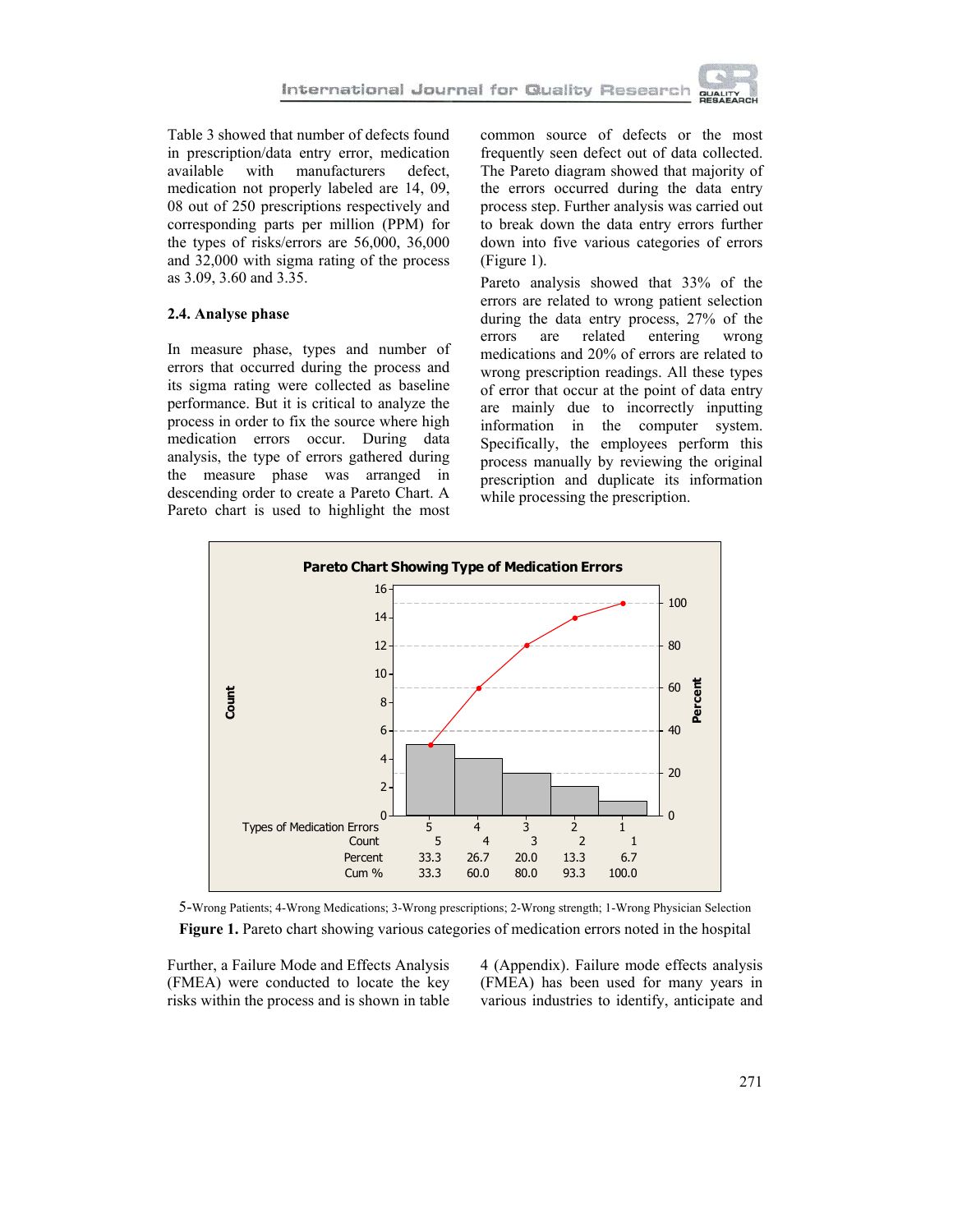Table 3 showed that number of defects found in prescription/data entry error, medication available with manufacturers defect, medication not properly labeled are 14, 09, 08 out of 250 prescriptions respectively and corresponding parts per million (PPM) for the types of risks/errors are 56,000, 36,000 and 32,000 with sigma rating of the process as 3.09, 3.60 and 3.35.

### 2.4. Analyse phase

In measure phase, types and number of errors that occurred during the process and its sigma rating were collected as baseline performance. But it is critical to analyze the process in order to fix the source where high medication errors occur. During data analysis, the type of errors gathered during the measure phase was arranged in descending order to create a Pareto Chart. A Pareto chart is used to highlight the most common source of defects or the most frequently seen defect out of data collected. The Pareto diagram showed that majority of the errors occurred during the data entry process step. Further analysis was carried out to break down the data entry errors further down into five various categories of errors (Figure 1).

Pareto analysis showed that 33% of the errors are related to wrong patient selection during the data entry process, 27% of the errors are related entering wrong medications and 20% of errors are related to wrong prescription readings. All these types of error that occur at the point of data entry are mainly due to incorrectly inputting information in the computer system. Specifically, the employees perform this process manually by reviewing the original prescription and duplicate its information while processing the prescription.

**Pareto Chart Showing Type of Medication Errors**

| Types of Medication Errors | 5 | 4 | 3 | 2 | 1 |
|---|---|---|---|---|---|
| Count | 5 | 4 | 3 | 2 | 1 |
| Percent | 33.3 | 26.7 | 20.0 | 13.3 | 6.7 |
| Cum % | 33.3 | 60.0 | 80.0 | 93.3 | 100.0 |

5-Wrong Patients; 4-Wrong Medications; 3-Wrong prescriptions; 2-Wrong strength; 1-Wrong Physician Selection

**Figure 1.** Pareto chart showing various categories of medication errors noted in the hospital

Further, a Failure Mode and Effects Analysis (FMEA) were conducted to locate the key risks within the process and is shown in table 4 (Appendix). Failure mode effects analysis (FMEA) has been used for many years in various industries to identify, anticipate and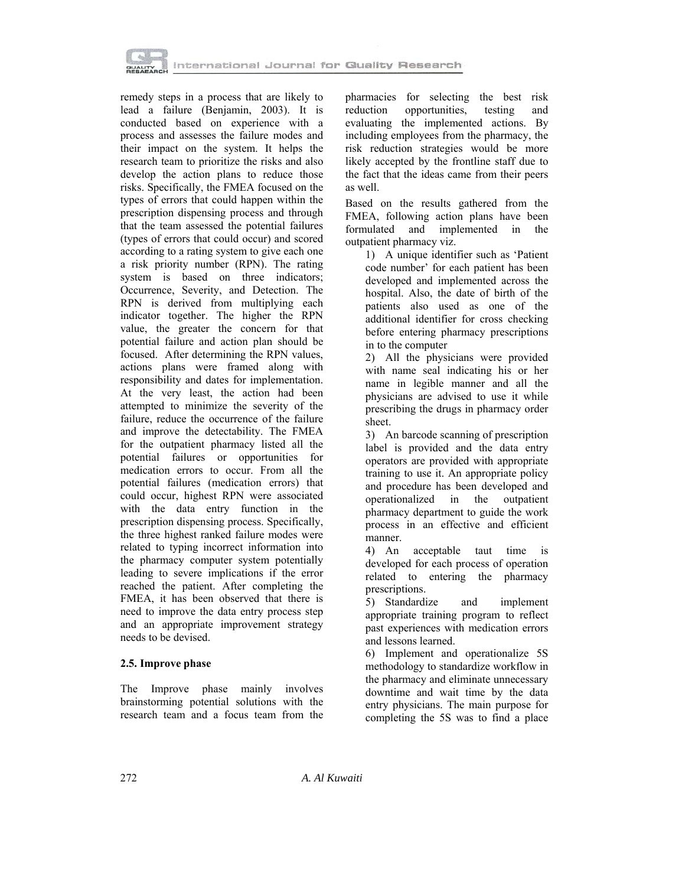remedy steps in a process that are likely to lead a failure (Benjamin, 2003). It is conducted based on experience with a process and assesses the failure modes and their impact on the system. It helps the research team to prioritize the risks and also develop the action plans to reduce those risks. Specifically, the FMEA focused on the types of errors that could happen within the prescription dispensing process and through that the team assessed the potential failures (types of errors that could occur) and scored according to a rating system to give each one a risk priority number (RPN). The rating system is based on three indicators; Occurrence, Severity, and Detection. The RPN is derived from multiplying each indicator together. The higher the RPN value, the greater the concern for that potential failure and action plan should be focused. After determining the RPN values, actions plans were framed along with responsibility and dates for implementation. At the very least, the action had been attempted to minimize the severity of the failure, reduce the occurrence of the failure and improve the detectability. The FMEA for the outpatient pharmacy listed all the potential failures or opportunities for medication errors to occur. From all the potential failures (medication errors) that could occur, highest RPN were associated with the data entry function in the prescription dispensing process. Specifically, the three highest ranked failure modes were related to typing incorrect information into the pharmacy computer system potentially leading to severe implications if the error reached the patient. After completing the FMEA, it has been observed that there is need to improve the data entry process step and an appropriate improvement strategy needs to be devised.

### 2.5. Improve phase

The Improve phase mainly involves brainstorming potential solutions with the research team and a focus team from the pharmacies for selecting the best risk reduction opportunities, testing and evaluating the implemented actions. By including employees from the pharmacy, the risk reduction strategies would be more likely accepted by the frontline staff due to the fact that the ideas came from their peers as well.

Based on the results gathered from the FMEA, following action plans have been formulated and implemented in the outpatient pharmacy viz.

1) A unique identifier such as 'Patient code number' for each patient has been developed and implemented across the hospital. Also, the date of birth of the patients also used as one of the additional identifier for cross checking before entering pharmacy prescriptions in to the computer
2) All the physicians were provided with name seal indicating his or her name in legible manner and all the physicians are advised to use it while prescribing the drugs in pharmacy order sheet.
3) An barcode scanning of prescription label is provided and the data entry operators are provided with appropriate training to use it. An appropriate policy and procedure has been developed and operationalized in the outpatient pharmacy department to guide the work process in an effective and efficient manner.
4) An acceptable taut time is developed for each process of operation related to entering the pharmacy prescriptions.
5) Standardize and implement appropriate training program to reflect past experiences with medication errors and lessons learned.
6) Implement and operationalize 5S methodology to standardize workflow in the pharmacy and eliminate unnecessary downtime and wait time by the data entry physicians. The main purpose for completing the 5S was to find a place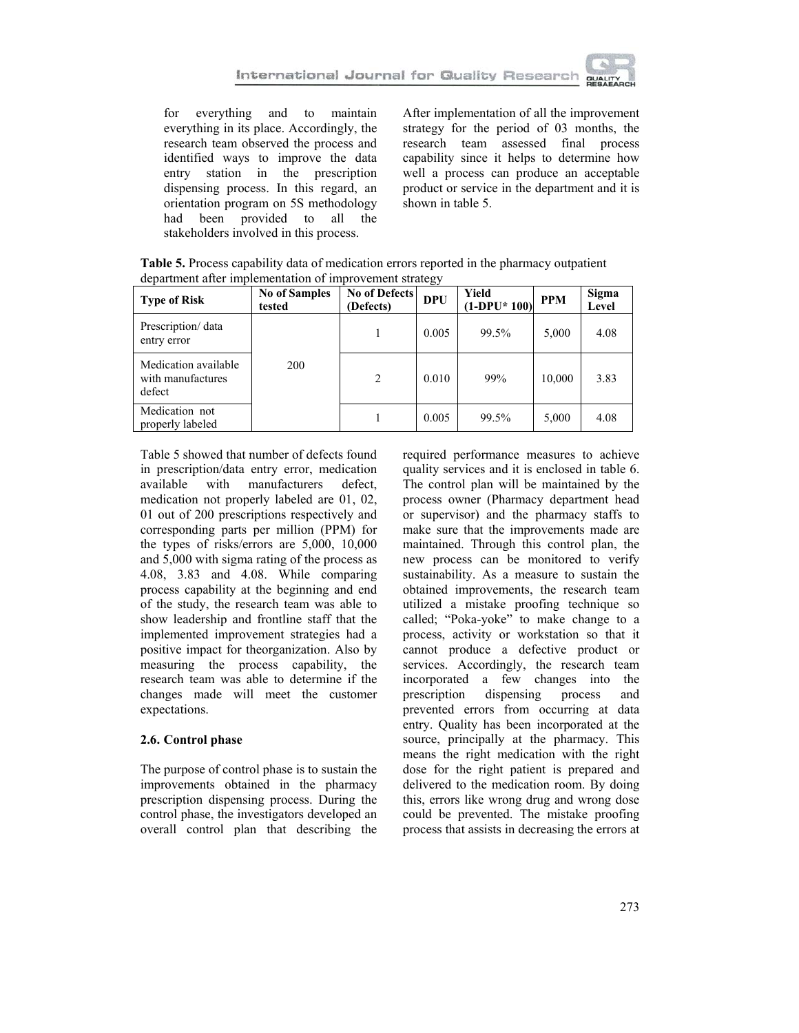for everything and to maintain everything in its place. Accordingly, the research team observed the process and identified ways to improve the data entry station in the prescription dispensing process. In this regard, an orientation program on 5S methodology had been provided to all the stakeholders involved in this process.

After implementation of all the improvement strategy for the period of 03 months, the research team assessed final process capability since it helps to determine how well a process can produce an acceptable product or service in the department and it is shown in table 5.

**Table 5.** Process capability data of medication errors reported in the pharmacy outpatient department after implementation of improvement strategy

| Type of Risk | No of Samples tested | No of Defects (Defects) | DPU | Yield (1-DPU* 100) | PPM | Sigma Level |
|---|---|---|---|---|---|---|
| Prescription/ data entry error | 200 | 1 | 0.005 | 99.5% | 5,000 | 4.08 |
| Medication available with manufactures defect | | 2 | 0.010 | 99% | 10,000 | 3.83 |
| Medication not properly labeled | | 1 | 0.005 | 99.5% | 5,000 | 4.08 |

Table 5 showed that number of defects found in prescription/data entry error, medication available with manufacturers defect, medication not properly labeled are 01, 02, 01 out of 200 prescriptions respectively and corresponding parts per million (PPM) for the types of risks/errors are 5,000, 10,000 and 5,000 with sigma rating of the process as 4.08, 3.83 and 4.08. While comparing process capability at the beginning and end of the study, the research team was able to show leadership and frontline staff that the implemented improvement strategies had a positive impact for theorganization. Also by measuring the process capability, the research team was able to determine if the changes made will meet the customer expectations.

### 2.6. Control phase

The purpose of control phase is to sustain the improvements obtained in the pharmacy prescription dispensing process. During the control phase, the investigators developed an overall control plan that describing the required performance measures to achieve quality services and it is enclosed in table 6. The control plan will be maintained by the process owner (Pharmacy department head or supervisor) and the pharmacy staffs to make sure that the improvements made are maintained. Through this control plan, the new process can be monitored to verify sustainability. As a measure to sustain the obtained improvements, the research team utilized a mistake proofing technique so called; "Poka-yoke" to make change to a process, activity or workstation so that it cannot produce a defective product or services. Accordingly, the research team incorporated a few changes into the prescription dispensing process and prevented errors from occurring at data entry. Quality has been incorporated at the source, principally at the pharmacy. This means the right medication with the right dose for the right patient is prepared and delivered to the medication room. By doing this, errors like wrong drug and wrong dose could be prevented. The mistake proofing process that assists in decreasing the errors at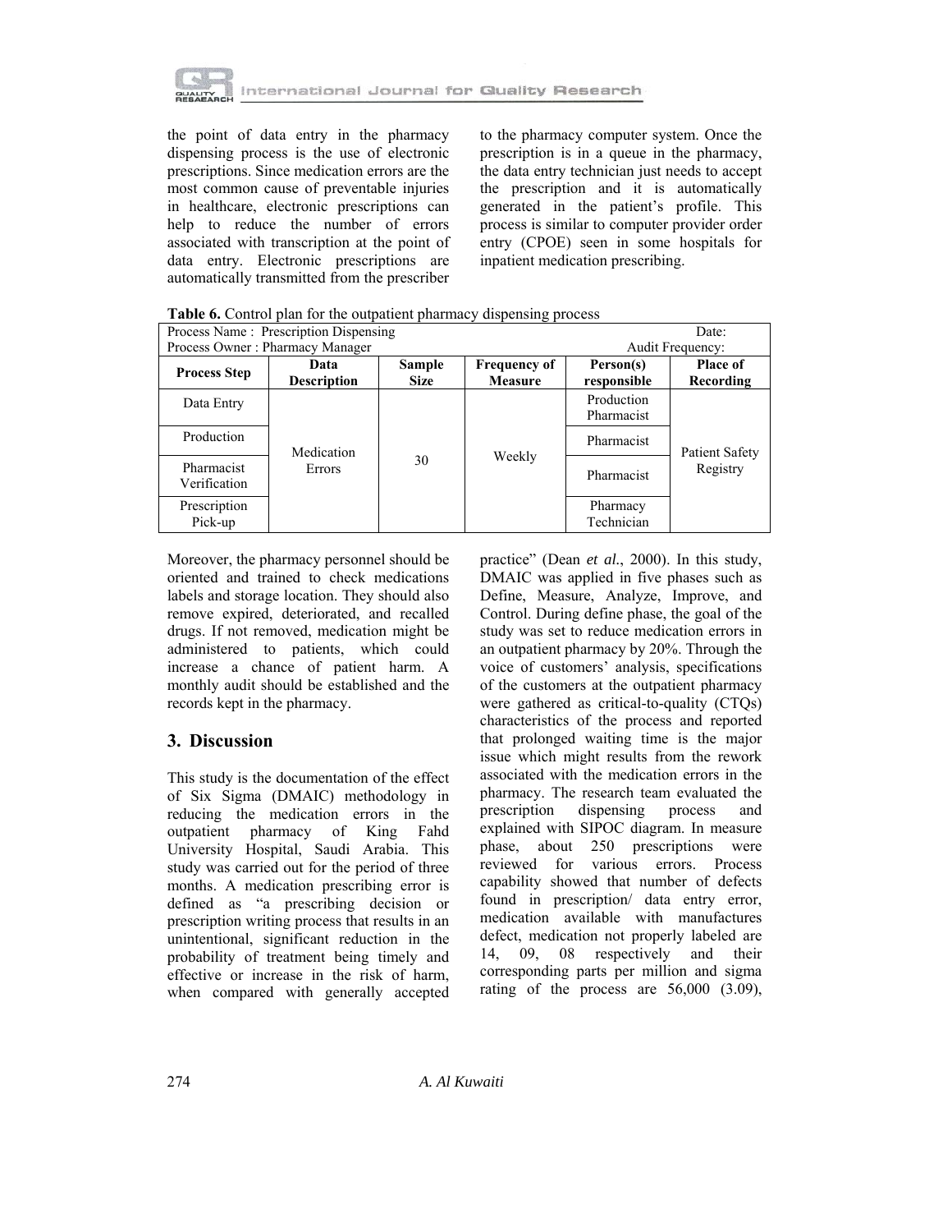the point of data entry in the pharmacy dispensing process is the use of electronic prescriptions. Since medication errors are the most common cause of preventable injuries in healthcare, electronic prescriptions can help to reduce the number of errors associated with transcription at the point of data entry. Electronic prescriptions are automatically transmitted from the prescriber to the pharmacy computer system. Once the prescription is in a queue in the pharmacy, the data entry technician just needs to accept the prescription and it is automatically generated in the patient's profile. This process is similar to computer provider order entry (CPOE) seen in some hospitals for inpatient medication prescribing.

**Table 6.** Control plan for the outpatient pharmacy dispensing process

| Process Name : Prescription Dispensing | | | | | Date: |
|---|---|---|---|---|---|
| Process Owner : Pharmacy Manager | | | | | Audit Frequency: |
| **Process Step** | **Data Description** | **Sample Size** | **Frequency of Measure** | **Person(s) responsible** | **Place of Recording** |
| Data Entry | Medication Errors | 30 | Weekly | Production Pharmacist | Patient Safety Registry |
| Production | | | | Pharmacist | |
| Pharmacist Verification | | | | Pharmacist | |
| Prescription Pick-up | | | | Pharmacy Technician | |

Moreover, the pharmacy personnel should be oriented and trained to check medications labels and storage location. They should also remove expired, deteriorated, and recalled drugs. If not removed, medication might be administered to patients, which could increase a chance of patient harm. A monthly audit should be established and the records kept in the pharmacy.

## 3. Discussion

This study is the documentation of the effect of Six Sigma (DMAIC) methodology in reducing the medication errors in the outpatient pharmacy of King Fahd University Hospital, Saudi Arabia. This study was carried out for the period of three months. A medication prescribing error is defined as "a prescribing decision or prescription writing process that results in an unintentional, significant reduction in the probability of treatment being timely and effective or increase in the risk of harm, when compared with generally accepted practice" (Dean *et al.*, 2000). In this study, DMAIC was applied in five phases such as Define, Measure, Analyze, Improve, and Control. During define phase, the goal of the study was set to reduce medication errors in an outpatient pharmacy by 20%. Through the voice of customers' analysis, specifications of the customers at the outpatient pharmacy were gathered as critical-to-quality (CTQs) characteristics of the process and reported that prolonged waiting time is the major issue which might results from the rework associated with the medication errors in the pharmacy. The research team evaluated the prescription dispensing process and explained with SIPOC diagram. In measure phase, about 250 prescriptions were reviewed for various errors. Process capability showed that number of defects found in prescription/ data entry error, medication available with manufactures defect, medication not properly labeled are 14, 09, 08 respectively and their corresponding parts per million and sigma rating of the process are 56,000 (3.09),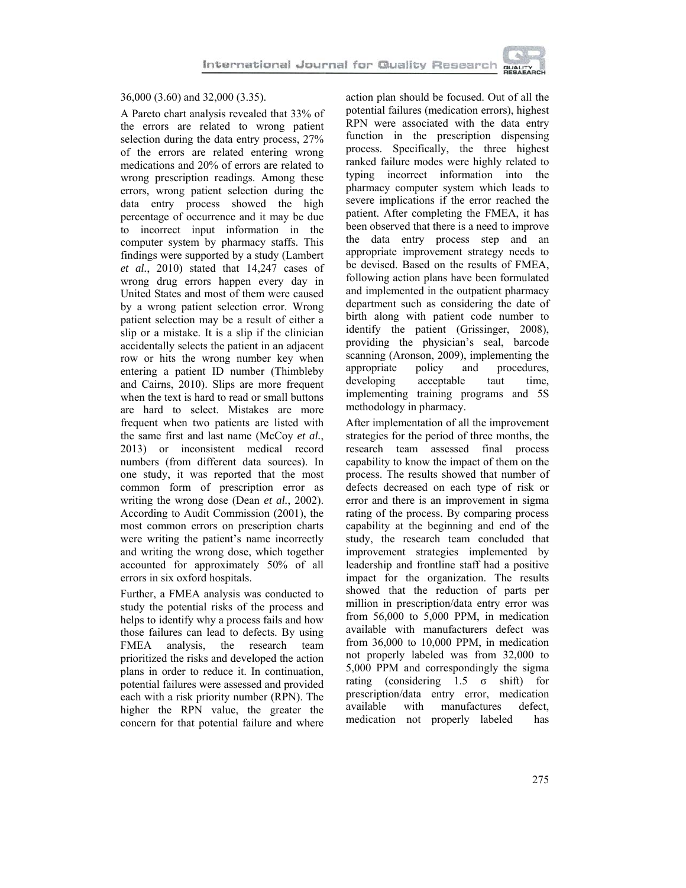36,000 (3.60) and 32,000 (3.35).

A Pareto chart analysis revealed that 33% of the errors are related to wrong patient selection during the data entry process, 27% of the errors are related entering wrong medications and 20% of errors are related to wrong prescription readings. Among these errors, wrong patient selection during the data entry process showed the high percentage of occurrence and it may be due to incorrect input information in the computer system by pharmacy staffs. This findings were supported by a study (Lambert *et al.*, 2010) stated that 14,247 cases of wrong drug errors happen every day in United States and most of them were caused by a wrong patient selection error. Wrong patient selection may be a result of either a slip or a mistake. It is a slip if the clinician accidentally selects the patient in an adjacent row or hits the wrong number key when entering a patient ID number (Thimbleby and Cairns, 2010). Slips are more frequent when the text is hard to read or small buttons are hard to select. Mistakes are more frequent when two patients are listed with the same first and last name (McCoy *et al.*, 2013) or inconsistent medical record numbers (from different data sources). In one study, it was reported that the most common form of prescription error as writing the wrong dose (Dean *et al.*, 2002). According to Audit Commission (2001), the most common errors on prescription charts were writing the patient's name incorrectly and writing the wrong dose, which together accounted for approximately 50% of all errors in six oxford hospitals.

Further, a FMEA analysis was conducted to study the potential risks of the process and helps to identify why a process fails and how those failures can lead to defects. By using FMEA analysis, the research team prioritized the risks and developed the action plans in order to reduce it. In continuation, potential failures were assessed and provided each with a risk priority number (RPN). The higher the RPN value, the greater the concern for that potential failure and where action plan should be focused. Out of all the potential failures (medication errors), highest RPN were associated with the data entry function in the prescription dispensing process. Specifically, the three highest ranked failure modes were highly related to typing incorrect information into the pharmacy computer system which leads to severe implications if the error reached the patient. After completing the FMEA, it has been observed that there is a need to improve the data entry process step and an appropriate improvement strategy needs to be devised. Based on the results of FMEA, following action plans have been formulated and implemented in the outpatient pharmacy department such as considering the date of birth along with patient code number to identify the patient (Grissinger, 2008), providing the physician's seal, barcode scanning (Aronson, 2009), implementing the appropriate policy and procedures, developing acceptable taut time, implementing training programs and 5S methodology in pharmacy.

After implementation of all the improvement strategies for the period of three months, the research team assessed final process capability to know the impact of them on the process. The results showed that number of defects decreased on each type of risk or error and there is an improvement in sigma rating of the process. By comparing process capability at the beginning and end of the study, the research team concluded that improvement strategies implemented by leadership and frontline staff had a positive impact for the organization. The results showed that the reduction of parts per million in prescription/data entry error was from 56,000 to 5,000 PPM, in medication available with manufacturers defect was from 36,000 to 10,000 PPM, in medication not properly labeled was from 32,000 to 5,000 PPM and correspondingly the sigma rating (considering 1.5 σ shift) for prescription/data entry error, medication available with manufactures defect, medication not properly labeled has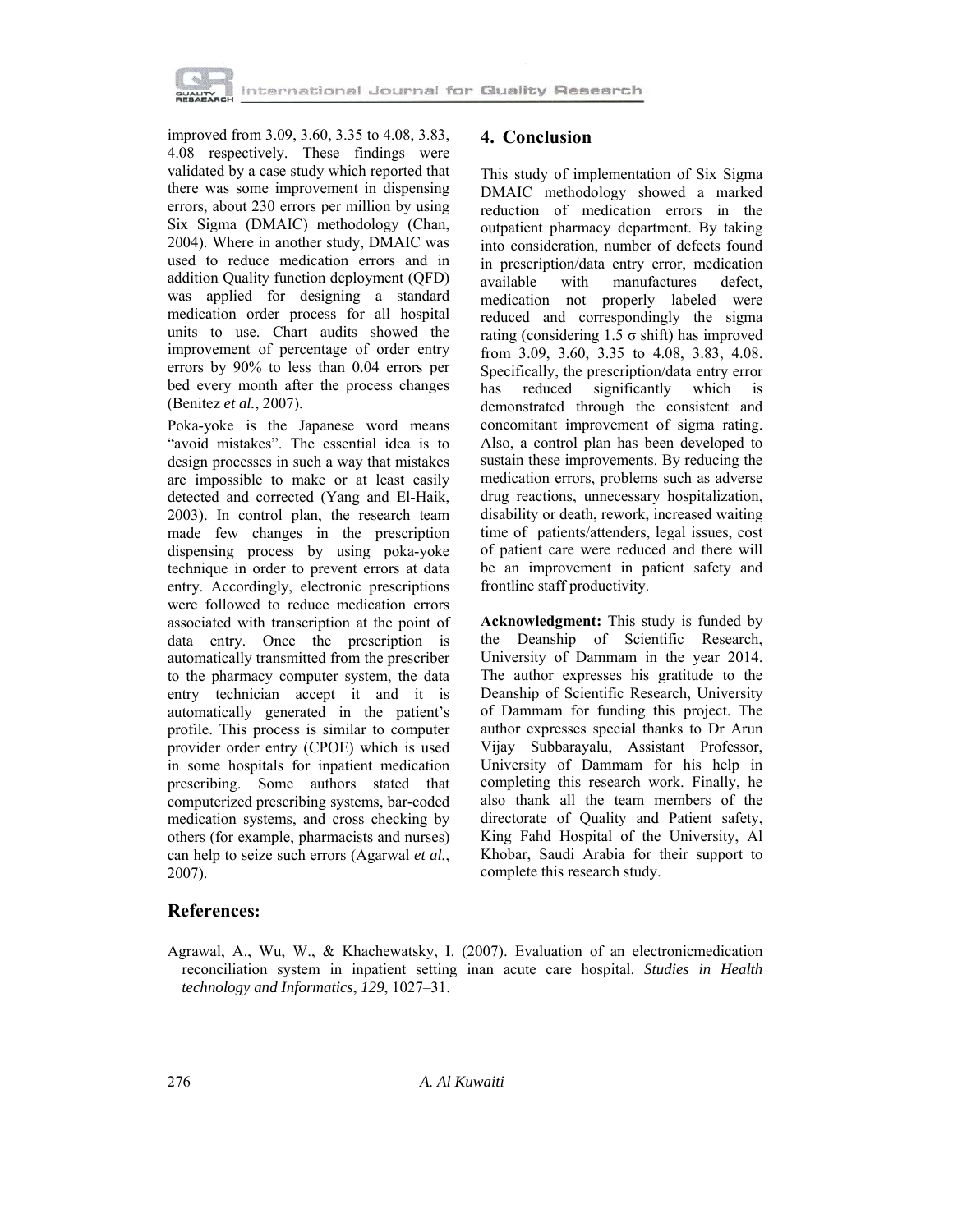improved from 3.09, 3.60, 3.35 to 4.08, 3.83, 4.08 respectively. These findings were validated by a case study which reported that there was some improvement in dispensing errors, about 230 errors per million by using Six Sigma (DMAIC) methodology (Chan, 2004). Where in another study, DMAIC was used to reduce medication errors and in addition Quality function deployment (QFD) was applied for designing a standard medication order process for all hospital units to use. Chart audits showed the improvement of percentage of order entry errors by 90% to less than 0.04 errors per bed every month after the process changes (Benitez *et al.*, 2007).

Poka-yoke is the Japanese word means "avoid mistakes". The essential idea is to design processes in such a way that mistakes are impossible to make or at least easily detected and corrected (Yang and El-Haik, 2003). In control plan, the research team made few changes in the prescription dispensing process by using poka-yoke technique in order to prevent errors at data entry. Accordingly, electronic prescriptions were followed to reduce medication errors associated with transcription at the point of data entry. Once the prescription is automatically transmitted from the prescriber to the pharmacy computer system, the data entry technician accept it and it is automatically generated in the patient's profile. This process is similar to computer provider order entry (CPOE) which is used in some hospitals for inpatient medication prescribing. Some authors stated that computerized prescribing systems, bar-coded medication systems, and cross checking by others (for example, pharmacists and nurses) can help to seize such errors (Agarwal *et al.*, 2007).

## 4. Conclusion

This study of implementation of Six Sigma DMAIC methodology showed a marked reduction of medication errors in the outpatient pharmacy department. By taking into consideration, number of defects found in prescription/data entry error, medication available with manufactures defect, medication not properly labeled were reduced and correspondingly the sigma rating (considering 1.5 σ shift) has improved from 3.09, 3.60, 3.35 to 4.08, 3.83, 4.08. Specifically, the prescription/data entry error has reduced significantly which is demonstrated through the consistent and concomitant improvement of sigma rating. Also, a control plan has been developed to sustain these improvements. By reducing the medication errors, problems such as adverse drug reactions, unnecessary hospitalization, disability or death, rework, increased waiting time of patients/attenders, legal issues, cost of patient care were reduced and there will be an improvement in patient safety and frontline staff productivity.

**Acknowledgment:** This study is funded by the Deanship of Scientific Research, University of Dammam in the year 2014. The author expresses his gratitude to the Deanship of Scientific Research, University of Dammam for funding this project. The author expresses special thanks to Dr Arun Vijay Subbarayalu, Assistant Professor, University of Dammam for his help in completing this research work. Finally, he also thank all the team members of the directorate of Quality and Patient safety, King Fahd Hospital of the University, Al Khobar, Saudi Arabia for their support to complete this research study.

## References:

Agrawal, A., Wu, W., & Khachewatsky, I. (2007). Evaluation of an electronicmedication reconciliation system in inpatient setting inan acute care hospital. *Studies in Health technology and Informatics*, *129*, 1027–31.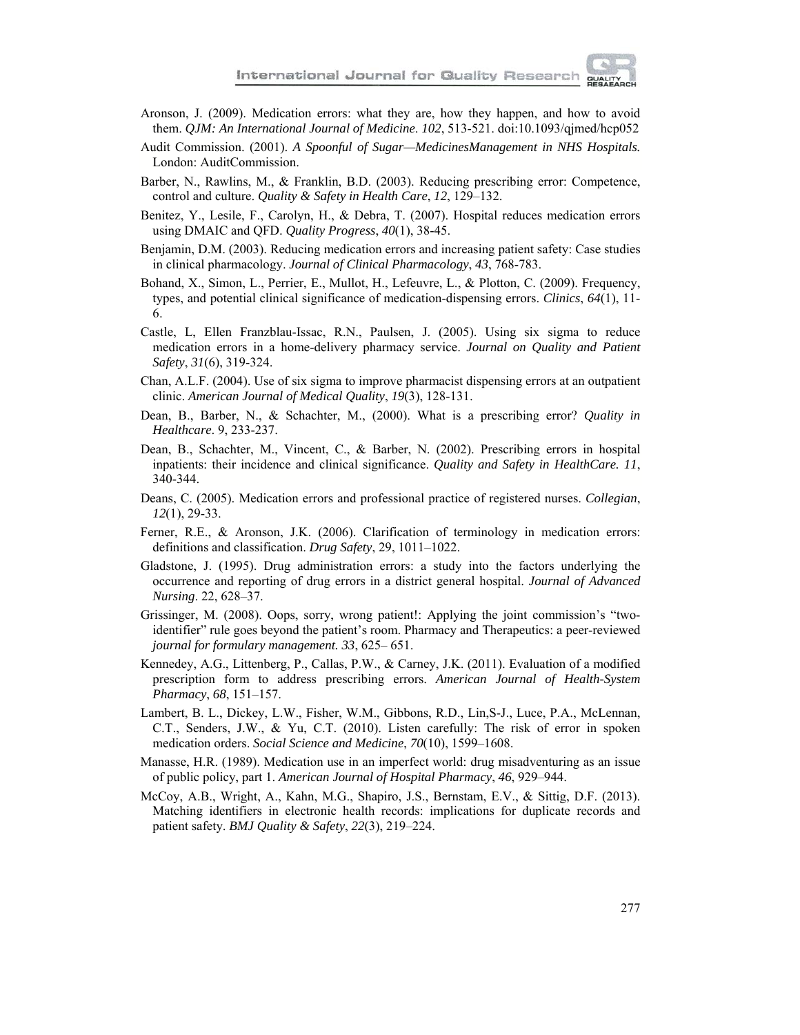Aronson, J. (2009). Medication errors: what they are, how they happen, and how to avoid them. *QJM: An International Journal of Medicine*. *102*, 513-521. doi:10.1093/qjmed/hcp052

Audit Commission. (2001). *A Spoonful of Sugar—MedicinesManagement in NHS Hospitals.* London: AuditCommission.

Barber, N., Rawlins, M., & Franklin, B.D. (2003). Reducing prescribing error: Competence, control and culture. *Quality & Safety in Health Care*, *12*, 129–132.

Benitez, Y., Lesile, F., Carolyn, H., & Debra, T. (2007). Hospital reduces medication errors using DMAIC and QFD. *Quality Progress*, *40*(1), 38-45.

Benjamin, D.M. (2003). Reducing medication errors and increasing patient safety: Case studies in clinical pharmacology. *Journal of Clinical Pharmacology*, *43*, 768-783.

Bohand, X., Simon, L., Perrier, E., Mullot, H., Lefeuvre, L., & Plotton, C. (2009). Frequency, types, and potential clinical significance of medication-dispensing errors. *Clinics*, *64*(1), 11-6.

Castle, L, Ellen Franzblau-Issac, R.N., Paulsen, J. (2005). Using six sigma to reduce medication errors in a home-delivery pharmacy service. *Journal on Quality and Patient Safety*, *31*(6), 319-324.

Chan, A.L.F. (2004). Use of six sigma to improve pharmacist dispensing errors at an outpatient clinic. *American Journal of Medical Quality*, *19*(3), 128-131.

Dean, B., Barber, N., & Schachter, M., (2000). What is a prescribing error? *Quality in Healthcare*. 9, 233-237.

Dean, B., Schachter, M., Vincent, C., & Barber, N. (2002). Prescribing errors in hospital inpatients: their incidence and clinical significance. *Quality and Safety in HealthCare. 11*, 340-344.

Deans, C. (2005). Medication errors and professional practice of registered nurses. *Collegian*, *12*(1), 29-33.

Ferner, R.E., & Aronson, J.K. (2006). Clarification of terminology in medication errors: definitions and classification. *Drug Safety*, 29, 1011–1022.

Gladstone, J. (1995). Drug administration errors: a study into the factors underlying the occurrence and reporting of drug errors in a district general hospital. *Journal of Advanced Nursing*. 22, 628–37.

Grissinger, M. (2008). Oops, sorry, wrong patient!: Applying the joint commission's "two-identifier" rule goes beyond the patient's room. Pharmacy and Therapeutics: a peer-reviewed *journal for formulary management. 33*, 625– 651.

Kennedey, A.G., Littenberg, P., Callas, P.W., & Carney, J.K. (2011). Evaluation of a modified prescription form to address prescribing errors. *American Journal of Health-System Pharmacy*, *68*, 151–157.

Lambert, B. L., Dickey, L.W., Fisher, W.M., Gibbons, R.D., Lin,S-J., Luce, P.A., McLennan, C.T., Senders, J.W., & Yu, C.T. (2010). Listen carefully: The risk of error in spoken medication orders. *Social Science and Medicine*, *70*(10), 1599–1608.

Manasse, H.R. (1989). Medication use in an imperfect world: drug misadventuring as an issue of public policy, part 1. *American Journal of Hospital Pharmacy*, *46*, 929–944.

McCoy, A.B., Wright, A., Kahn, M.G., Shapiro, J.S., Bernstam, E.V., & Sittig, D.F. (2013). Matching identifiers in electronic health records: implications for duplicate records and patient safety. *BMJ Quality & Safety*, *22*(3), 219–224.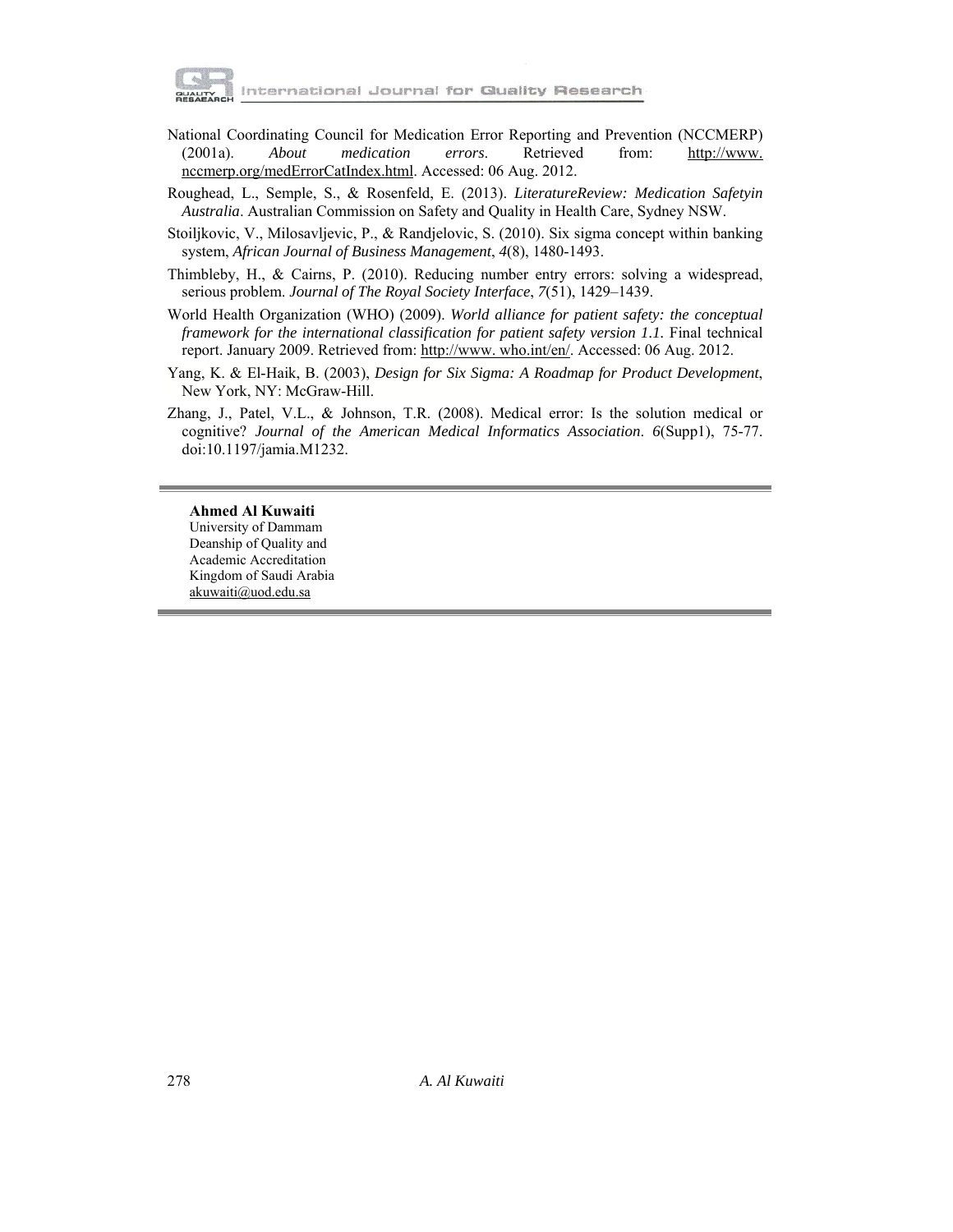National Coordinating Council for Medication Error Reporting and Prevention (NCCMERP) (2001a). *About medication errors*. Retrieved from: http://www. nccmerp.org/medErrorCatIndex.html. Accessed: 06 Aug. 2012.

Roughead, L., Semple, S., & Rosenfeld, E. (2013). *LiteratureReview: Medication Safetyin Australia*. Australian Commission on Safety and Quality in Health Care, Sydney NSW.

Stoiljkovic, V., Milosavljevic, P., & Randjelovic, S. (2010). Six sigma concept within banking system, *African Journal of Business Management*, *4*(8), 1480-1493.

Thimbleby, H., & Cairns, P. (2010). Reducing number entry errors: solving a widespread, serious problem. *Journal of The Royal Society Interface*, *7*(51), 1429–1439.

World Health Organization (WHO) (2009). *World alliance for patient safety: the conceptual framework for the international classification for patient safety version 1.1.* Final technical report. January 2009. Retrieved from: http://www. who.int/en/. Accessed: 06 Aug. 2012.

Yang, K. & El-Haik, B. (2003), *Design for Six Sigma: A Roadmap for Product Development*, New York, NY: McGraw-Hill.

Zhang, J., Patel, V.L., & Johnson, T.R. (2008). Medical error: Is the solution medical or cognitive? *Journal of the American Medical Informatics Association*. *6*(Supp1), 75-77. doi:10.1197/jamia.M1232.

---

**Ahmed Al Kuwaiti**
University of Dammam
Deanship of Quality and
Academic Accreditation
Kingdom of Saudi Arabia
akuwaiti@uod.edu.sa

---